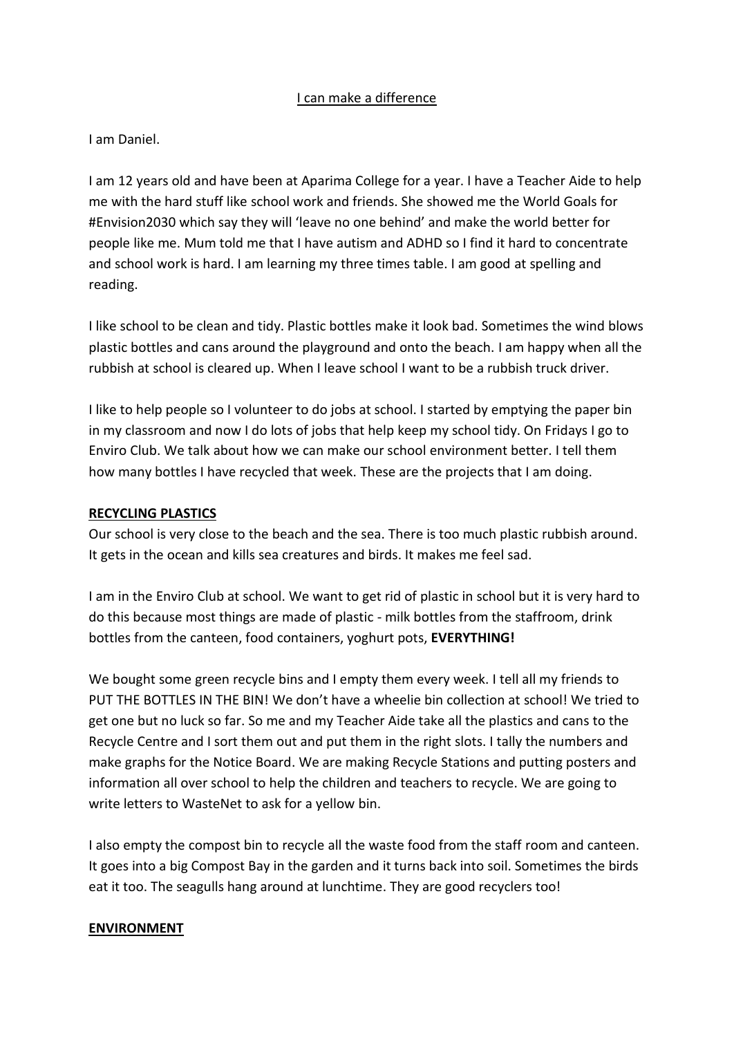// I can make a difference

I am Daniel.

I am 12 years old and have been at Aparima College for a year. I have a Teacher Aide to help me with the hard stuff like school work and friends. She showed me the World Goals for #Envision2030 which say they will 'leave no one behind' and make the world better for people like me. Mum told me that I have autism and ADHD so I find it hard to concentrate and school work is hard. I am learning my three times table. I am good at spelling and reading.

I like school to be clean and tidy. Plastic bottles make it look bad. Sometimes the wind blows plastic bottles and cans around the playground and onto the beach. I am happy when all the rubbish at school is cleared up. When I leave school I want to be a rubbish truck driver.

I like to help people so I volunteer to do jobs at school. I started by emptying the paper bin in my classroom and now I do lots of jobs that help keep my school tidy. On Fridays I go to Enviro Club. We talk about how we can make our school environment better. I tell them how many bottles I have recycled that week. These are the projects that I am doing.

## RECYCLING PLASTICS

Our school is very close to the beach and the sea. There is too much plastic rubbish around. It gets in the ocean and kills sea creatures and birds. It makes me feel sad.

I am in the Enviro Club at school. We want to get rid of plastic in school but it is very hard to do this because most things are made of plastic - milk bottles from the staffroom, drink bottles from the canteen, food containers, yoghurt pots, **EVERYTHING!**

We bought some green recycle bins and I empty them every week. I tell all my friends to PUT THE BOTTLES IN THE BIN! We don't have a wheelie bin collection at school! We tried to get one but no luck so far. So me and my Teacher Aide take all the plastics and cans to the Recycle Centre and I sort them out and put them in the right slots. I tally the numbers and make graphs for the Notice Board. We are making Recycle Stations and putting posters and information all over school to help the children and teachers to recycle. We are going to write letters to WasteNet to ask for a yellow bin.

I also empty the compost bin to recycle all the waste food from the staff room and canteen. It goes into a big Compost Bay in the garden and it turns back into soil. Sometimes the birds eat it too. The seagulls hang around at lunchtime. They are good recyclers too!

## ENVIRONMENT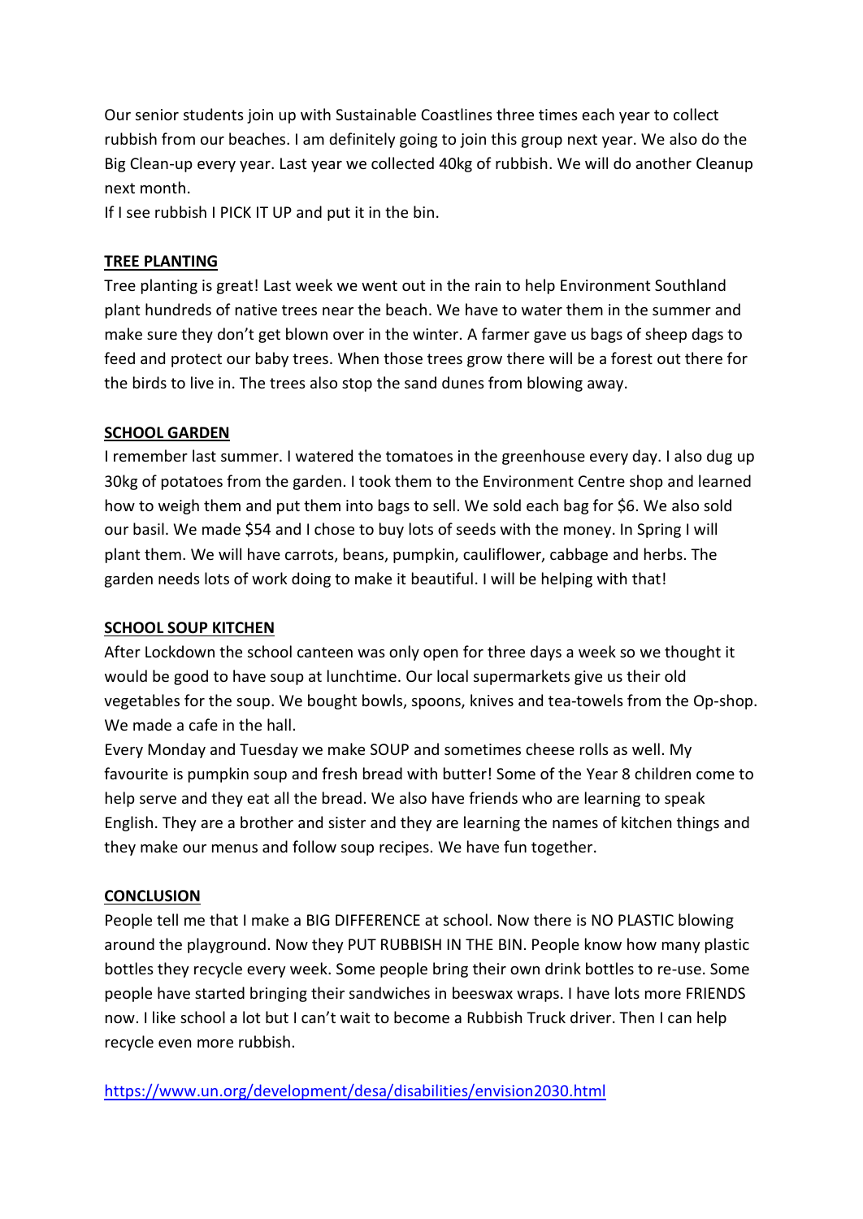Our senior students join up with Sustainable Coastlines three times each year to collect rubbish from our beaches. I am definitely going to join this group next year. We also do the Big Clean-up every year. Last year we collected 40kg of rubbish. We will do another Cleanup next month.

If I see rubbish I PICK IT UP and put it in the bin.

## TREE PLANTING

Tree planting is great! Last week we went out in the rain to help Environment Southland plant hundreds of native trees near the beach. We have to water them in the summer and make sure they don't get blown over in the winter. A farmer gave us bags of sheep dags to feed and protect our baby trees. When those trees grow there will be a forest out there for the birds to live in. The trees also stop the sand dunes from blowing away.

## SCHOOL GARDEN

I remember last summer. I watered the tomatoes in the greenhouse every day. I also dug up 30kg of potatoes from the garden. I took them to the Environment Centre shop and learned how to weigh them and put them into bags to sell. We sold each bag for $6. We also sold our basil. We made $54 and I chose to buy lots of seeds with the money. In Spring I will plant them. We will have carrots, beans, pumpkin, cauliflower, cabbage and herbs. The garden needs lots of work doing to make it beautiful. I will be helping with that!

## SCHOOL SOUP KITCHEN

After Lockdown the school canteen was only open for three days a week so we thought it would be good to have soup at lunchtime. Our local supermarkets give us their old vegetables for the soup. We bought bowls, spoons, knives and tea-towels from the Op-shop. We made a cafe in the hall.

Every Monday and Tuesday we make SOUP and sometimes cheese rolls as well. My favourite is pumpkin soup and fresh bread with butter! Some of the Year 8 children come to help serve and they eat all the bread. We also have friends who are learning to speak English. They are a brother and sister and they are learning the names of kitchen things and they make our menus and follow soup recipes. We have fun together.

## CONCLUSION

People tell me that I make a BIG DIFFERENCE at school. Now there is NO PLASTIC blowing around the playground. Now they PUT RUBBISH IN THE BIN. People know how many plastic bottles they recycle every week. Some people bring their own drink bottles to re-use. Some people have started bringing their sandwiches in beeswax wraps. I have lots more FRIENDS now. I like school a lot but I can't wait to become a Rubbish Truck driver. Then I can help recycle even more rubbish.

https://www.un.org/development/desa/disabilities/envision2030.html